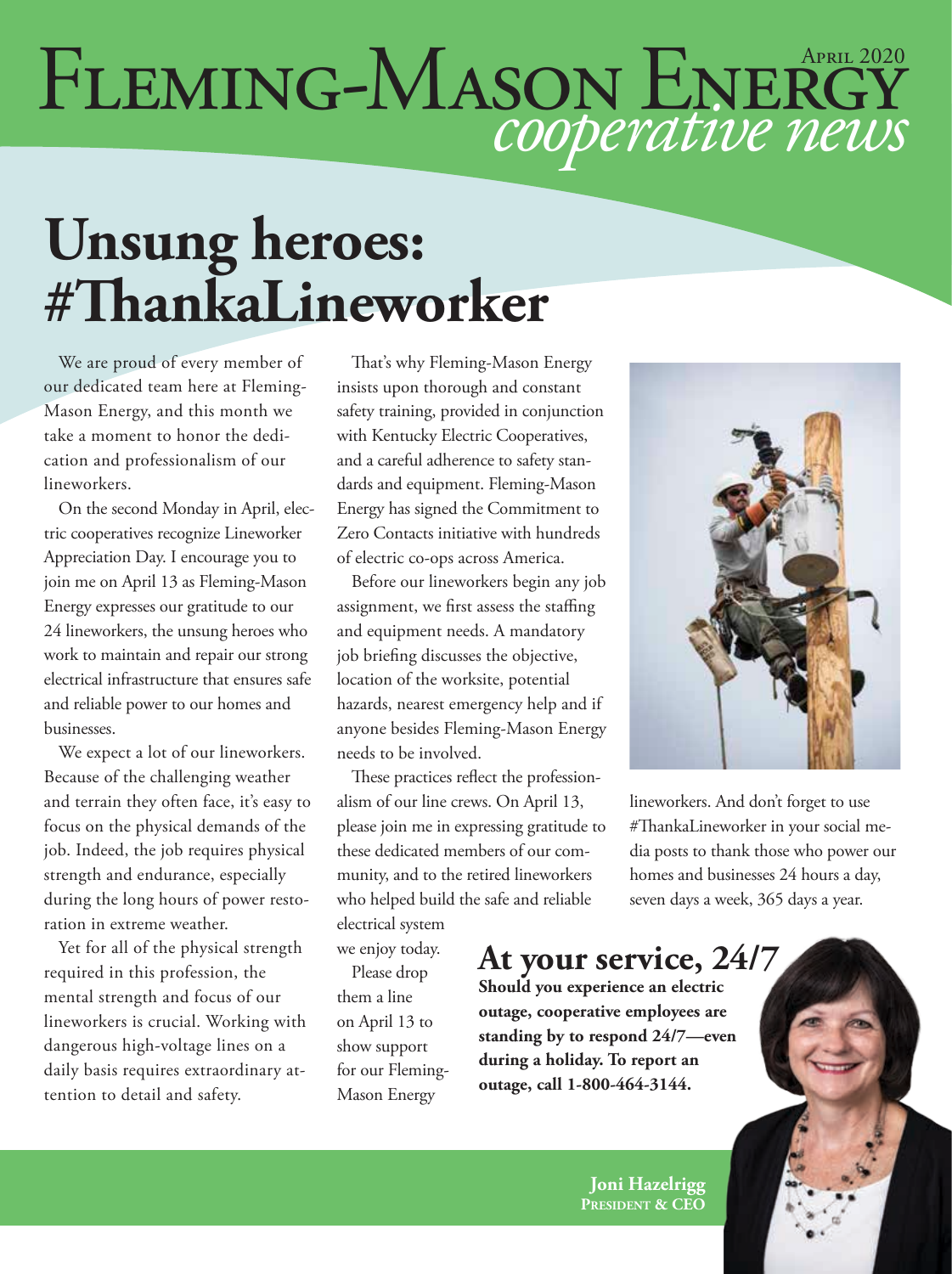# Fleming-Mason Energy *cooperative news*

April 2020

# Unsung heroes: #ThankaLineworker

We are proud of every member of our dedicated team here at Fleming-Mason Energy, and this month we take a moment to honor the dedication and professionalism of our lineworkers.

On the second Monday in April, electric cooperatives recognize Lineworker Appreciation Day. I encourage you to join me on April 13 as Fleming-Mason Energy expresses our gratitude to our 24 lineworkers, the unsung heroes who work to maintain and repair our strong electrical infrastructure that ensures safe and reliable power to our homes and businesses.

We expect a lot of our lineworkers. Because of the challenging weather and terrain they often face, it's easy to focus on the physical demands of the job. Indeed, the job requires physical strength and endurance, especially during the long hours of power restoration in extreme weather.

Yet for all of the physical strength required in this profession, the mental strength and focus of our lineworkers is crucial. Working with dangerous high-voltage lines on a daily basis requires extraordinary attention to detail and safety.

That's why Fleming-Mason Energy insists upon thorough and constant safety training, provided in conjunction with Kentucky Electric Cooperatives, and a careful adherence to safety standards and equipment. Fleming-Mason Energy has signed the Commitment to Zero Contacts initiative with hundreds of electric co-ops across America.

Before our lineworkers begin any job assignment, we first assess the staffing and equipment needs. A mandatory job briefing discusses the objective, location of the worksite, potential hazards, nearest emergency help and if anyone besides Fleming-Mason Energy needs to be involved.

These practices reflect the professionalism of our line crews. On April 13, please join me in expressing gratitude to these dedicated members of our community, and to the retired lineworkers who helped build the safe and reliable electrical system we enjoy today.

Please drop them a line on April 13 to show support for our Fleming-Mason Energy lineworkers. And don't forget to use #ThankaLineworker in your social media posts to thank those who power our homes and businesses 24 hours a day, seven days a week, 365 days a year.

## At your service, 24/7

**Should you experience an electric outage, cooperative employees are standing by to respond 24/7—even during a holiday. To report an outage, call 1-800-464-3144.**

**Joni Hazelrigg**
**President & CEO**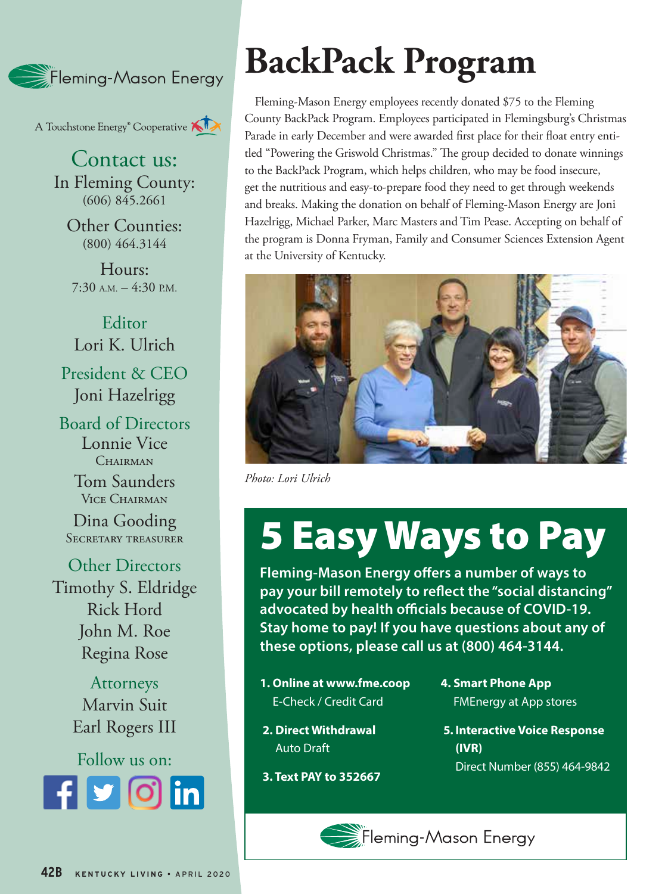Fleming-Mason Energy

A Touchstone Energy® Cooperative

## Contact us:

In Fleming County:
(606) 845.2661

Other Counties:
(800) 464.3144

Hours:
7:30 A.M. – 4:30 P.M.

**Editor**
Lori K. Ulrich

**President & CEO**
Joni Hazelrigg

**Board of Directors**

Lonnie Vice
CHAIRMAN

Tom Saunders
VICE CHAIRMAN

Dina Gooding
SECRETARY TREASURER

**Other Directors**
Timothy S. Eldridge
Rick Hord
John M. Roe
Regina Rose

**Attorneys**
Marvin Suit
Earl Rogers III

Follow us on:

# BackPack Program

Fleming-Mason Energy employees recently donated $75 to the Fleming County BackPack Program. Employees participated in Flemingsburg's Christmas Parade in early December and were awarded first place for their float entry entitled "Powering the Griswold Christmas." The group decided to donate winnings to the BackPack Program, which helps children, who may be food insecure, get the nutritious and easy-to-prepare food they need to get through weekends and breaks. Making the donation on behalf of Fleming-Mason Energy are Joni Hazelrigg, Michael Parker, Marc Masters and Tim Pease. Accepting on behalf of the program is Donna Fryman, Family and Consumer Sciences Extension Agent at the University of Kentucky.

*Photo: Lori Ulrich*

# 5 Easy Ways to Pay

**Fleming-Mason Energy offers a number of ways to pay your bill remotely to reflect the "social distancing" advocated by health officials because of COVID-19. Stay home to pay! If you have questions about any of these options, please call us at (800) 464-3144.**

1. **Online at www.fme.coop**
   E-Check / Credit Card
2. **Direct Withdrawal**
   Auto Draft
3. **Text PAY to 352667**
4. **Smart Phone App**
   FMEnergy at App stores
5. **Interactive Voice Response (IVR)**
   Direct Number (855) 464-9842

Fleming-Mason Energy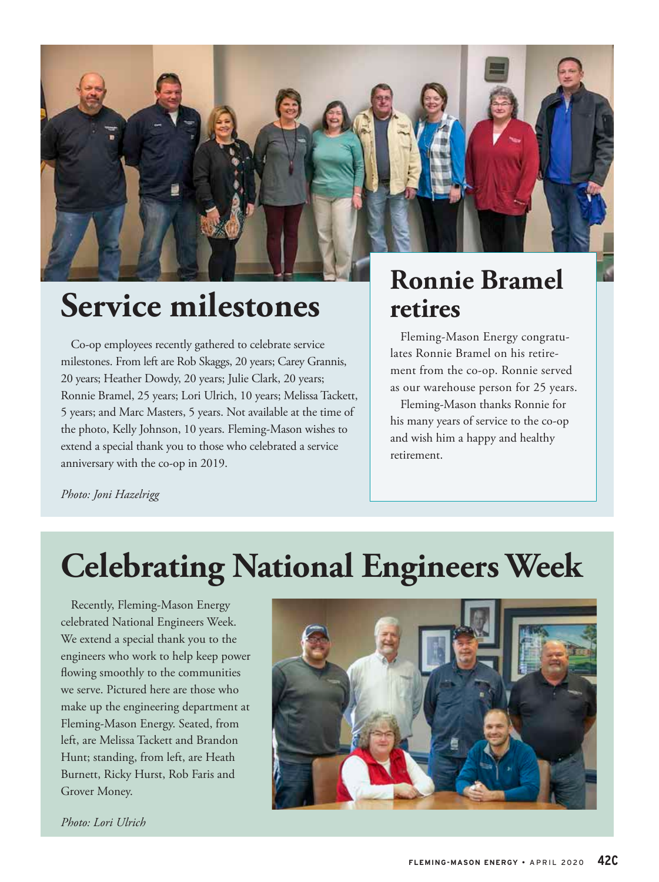# Service milestones

Co-op employees recently gathered to celebrate service milestones. From left are Rob Skaggs, 20 years; Carey Grannis, 20 years; Heather Dowdy, 20 years; Julie Clark, 20 years; Ronnie Bramel, 25 years; Lori Ulrich, 10 years; Melissa Tackett, 5 years; and Marc Masters, 5 years. Not available at the time of the photo, Kelly Johnson, 10 years. Fleming-Mason wishes to extend a special thank you to those who celebrated a service anniversary with the co-op in 2019.

*Photo: Joni Hazelrigg*

## Ronnie Bramel retires

Fleming-Mason Energy congratulates Ronnie Bramel on his retirement from the co-op. Ronnie served as our warehouse person for 25 years.

Fleming-Mason thanks Ronnie for his many years of service to the co-op and wish him a happy and healthy retirement.

# Celebrating National Engineers Week

Recently, Fleming-Mason Energy celebrated National Engineers Week. We extend a special thank you to the engineers who work to help keep power flowing smoothly to the communities we serve. Pictured here are those who make up the engineering department at Fleming-Mason Energy. Seated, from left, are Melissa Tackett and Brandon Hunt; standing, from left, are Heath Burnett, Ricky Hurst, Rob Faris and Grover Money.

*Photo: Lori Ulrich*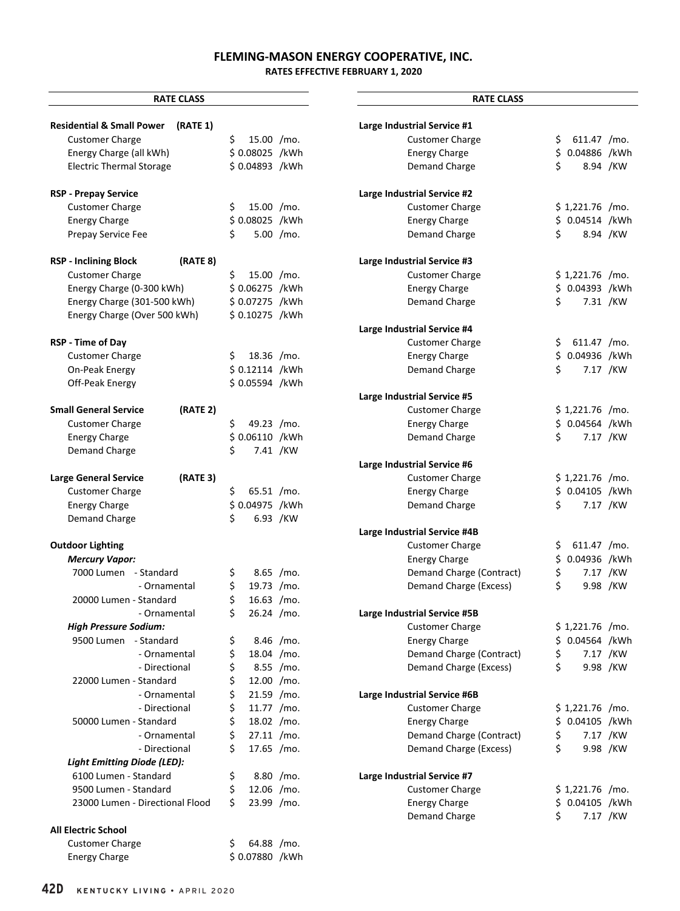# FLEMING-MASON ENERGY COOPERATIVE, INC.

**RATES EFFECTIVE FEBRUARY 1, 2020**

| RATE CLASS | | |
|---|---|---|
| **Residential & Small Power (RATE 1)** | | |
| Customer Charge | $ 15.00 | /mo. |
| Energy Charge (all kWh) | $ 0.08025 | /kWh |
| Electric Thermal Storage | $ 0.04893 | /kWh |
| **RSP - Prepay Service** | | |
| Customer Charge | $ 15.00 | /mo. |
| Energy Charge | $ 0.08025 | /kWh |
| Prepay Service Fee | $ 5.00 | /mo. |
| **RSP - Inclining Block (RATE 8)** | | |
| Customer Charge | $ 15.00 | /mo. |
| Energy Charge (0-300 kWh) | $ 0.06275 | /kWh |
| Energy Charge (301-500 kWh) | $ 0.07275 | /kWh |
| Energy Charge (Over 500 kWh) | $ 0.10275 | /kWh |
| **RSP - Time of Day** | | |
| Customer Charge | $ 18.36 | /mo. |
| On-Peak Energy | $ 0.12114 | /kWh |
| Off-Peak Energy | $ 0.05594 | /kWh |
| **Small General Service (RATE 2)** | | |
| Customer Charge | $ 49.23 | /mo. |
| Energy Charge | $ 0.06110 | /kWh |
| Demand Charge | $ 7.41 | /KW |
| **Large General Service (RATE 3)** | | |
| Customer Charge | $ 65.51 | /mo. |
| Energy Charge | $ 0.04975 | /kWh |
| Demand Charge | $ 6.93 | /KW |
| **Outdoor Lighting** | | |
| ***Mercury Vapor:*** | | |
| 7000 Lumen - Standard | $ 8.65 | /mo. |
| - Ornamental | $ 19.73 | /mo. |
| 20000 Lumen - Standard | $ 16.63 | /mo. |
| - Ornamental | $ 26.24 | /mo. |
| ***High Pressure Sodium:*** | | |
| 9500 Lumen - Standard | $ 8.46 | /mo. |
| - Ornamental | $ 18.04 | /mo. |
| - Directional | $ 8.55 | /mo. |
| 22000 Lumen - Standard | $ 12.00 | /mo. |
| - Ornamental | $ 21.59 | /mo. |
| - Directional | $ 11.77 | /mo. |
| 50000 Lumen - Standard | $ 18.02 | /mo. |
| - Ornamental | $ 27.11 | /mo. |
| - Directional | $ 17.65 | /mo. |
| ***Light Emitting Diode (LED):*** | | |
| 6100 Lumen - Standard | $ 8.80 | /mo. |
| 9500 Lumen - Standard | $ 12.06 | /mo. |
| 23000 Lumen - Directional Flood | $ 23.99 | /mo. |
| **All Electric School** | | |
| Customer Charge | $ 64.88 | /mo. |
| Energy Charge | $ 0.07880 | /kWh |

| RATE CLASS | | |
|---|---|---|
| **Large Industrial Service #1** | | |
| Customer Charge | $ 611.47 | /mo. |
| Energy Charge | $ 0.04886 | /kWh |
| Demand Charge | $ 8.94 | /KW |
| **Large Industrial Service #2** | | |
| Customer Charge | $ 1,221.76 | /mo. |
| Energy Charge | $ 0.04514 | /kWh |
| Demand Charge | $ 8.94 | /KW |
| **Large Industrial Service #3** | | |
| Customer Charge | $ 1,221.76 | /mo. |
| Energy Charge | $ 0.04393 | /kWh |
| Demand Charge | $ 7.31 | /KW |
| **Large Industrial Service #4** | | |
| Customer Charge | $ 611.47 | /mo. |
| Energy Charge | $ 0.04936 | /kWh |
| Demand Charge | $ 7.17 | /KW |
| **Large Industrial Service #5** | | |
| Customer Charge | $ 1,221.76 | /mo. |
| Energy Charge | $ 0.04564 | /kWh |
| Demand Charge | $ 7.17 | /KW |
| **Large Industrial Service #6** | | |
| Customer Charge | $ 1,221.76 | /mo. |
| Energy Charge | $ 0.04105 | /kWh |
| Demand Charge | $ 7.17 | /KW |
| **Large Industrial Service #4B** | | |
| Customer Charge | $ 611.47 | /mo. |
| Energy Charge | $ 0.04936 | /kWh |
| Demand Charge (Contract) | $ 7.17 | /KW |
| Demand Charge (Excess) | $ 9.98 | /KW |
| **Large Industrial Service #5B** | | |
| Customer Charge | $ 1,221.76 | /mo. |
| Energy Charge | $ 0.04564 | /kWh |
| Demand Charge (Contract) | $ 7.17 | /KW |
| Demand Charge (Excess) | $ 9.98 | /KW |
| **Large Industrial Service #6B** | | |
| Customer Charge | $ 1,221.76 | /mo. |
| Energy Charge | $ 0.04105 | /kWh |
| Demand Charge (Contract) | $ 7.17 | /KW |
| Demand Charge (Excess) | $ 9.98 | /KW |
| **Large Industrial Service #7** | | |
| Customer Charge | $ 1,221.76 | /mo. |
| Energy Charge | $ 0.04105 | /kWh |
| Demand Charge | $ 7.17 | /KW |